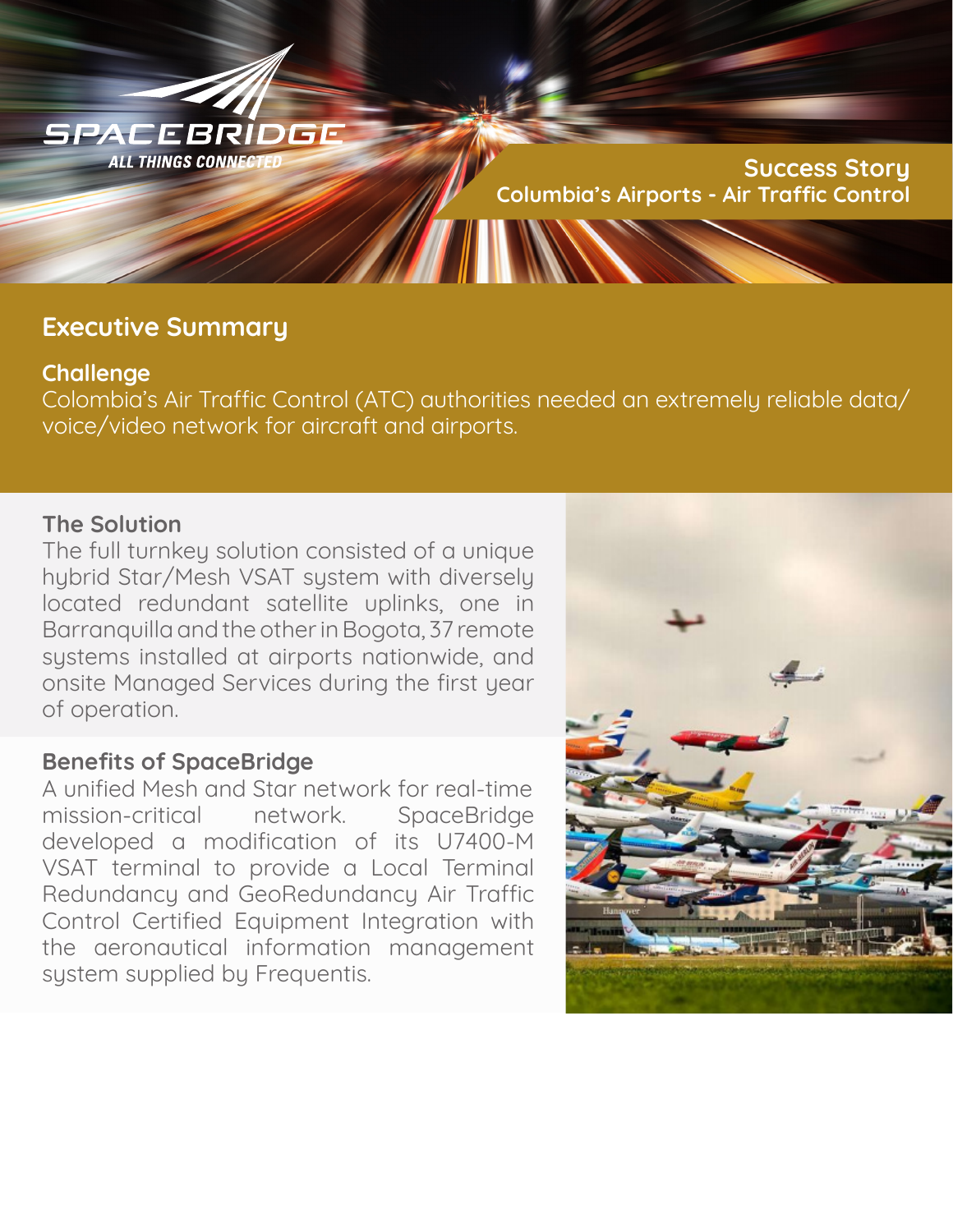SPACEBRIDGE

ALL THINGS CONNECTED

## Success Story
### Columbia's Airports - Air Traffic Control

## Executive Summary

### Challenge

Colombia's Air Traffic Control (ATC) authorities needed an extremely reliable data/voice/video network for aircraft and airports.

### The Solution

The full turnkey solution consisted of a unique hybrid Star/Mesh VSAT system with diversely located redundant satellite uplinks, one in Barranquilla and the other in Bogota, 37 remote systems installed at airports nationwide, and onsite Managed Services during the first year of operation.

### Benefits of SpaceBridge

A unified Mesh and Star network for real-time mission-critical network. SpaceBridge developed a modification of its U7400-M VSAT terminal to provide a Local Terminal Redundancy and GeoRedundancy Air Traffic Control Certified Equipment Integration with the aeronautical information management system supplied by Frequentis.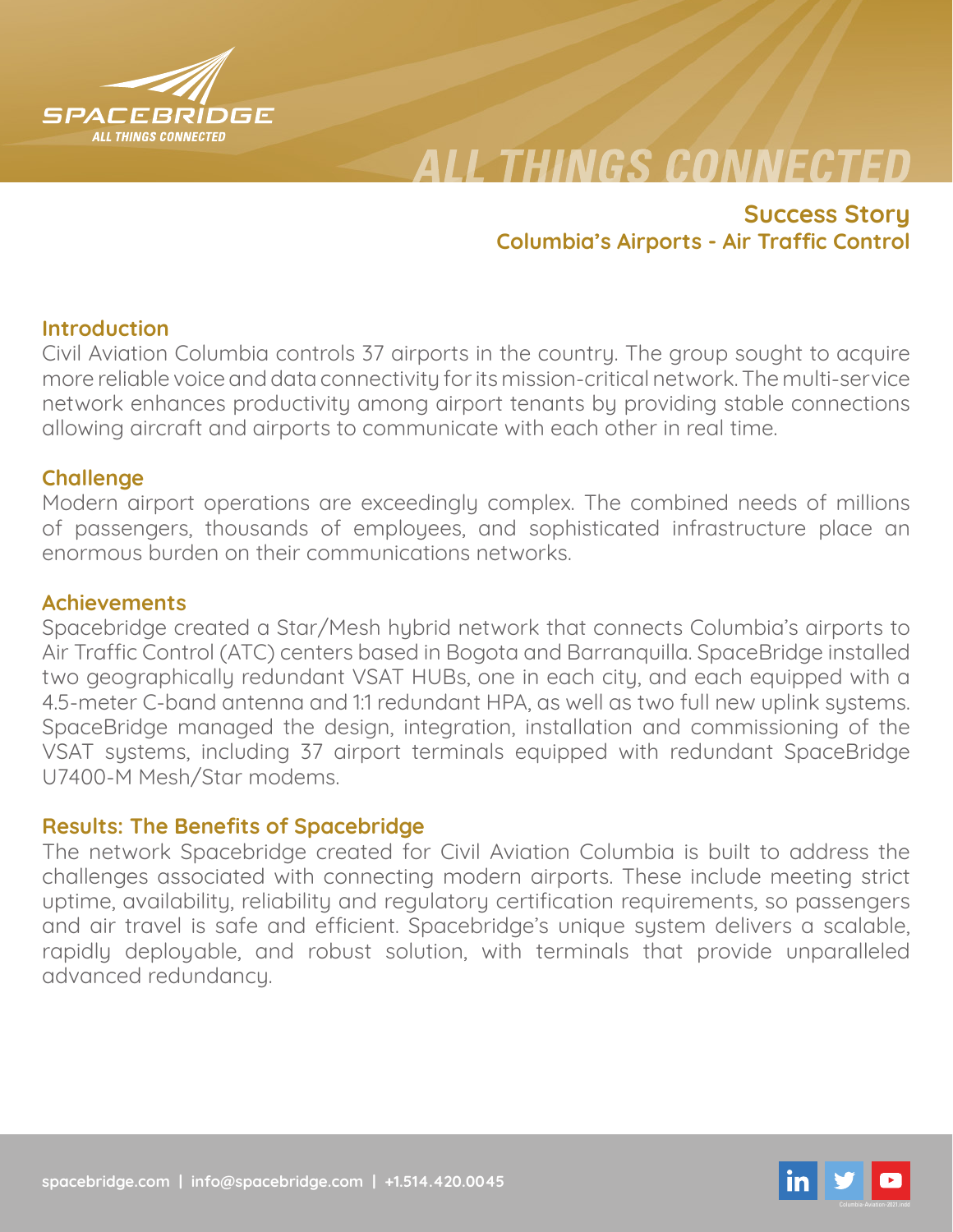SPACEBRIDGE
ALL THINGS CONNECTED

# ALL THINGS CONNECTED

## Success Story
### Columbia's Airports - Air Traffic Control

### Introduction

Civil Aviation Columbia controls 37 airports in the country. The group sought to acquire more reliable voice and data connectivity for its mission-critical network. The multi-service network enhances productivity among airport tenants by providing stable connections allowing aircraft and airports to communicate with each other in real time.

### Challenge

Modern airport operations are exceedingly complex. The combined needs of millions of passengers, thousands of employees, and sophisticated infrastructure place an enormous burden on their communications networks.

### Achievements

Spacebridge created a Star/Mesh hybrid network that connects Columbia's airports to Air Traffic Control (ATC) centers based in Bogota and Barranquilla. SpaceBridge installed two geographically redundant VSAT HUBs, one in each city, and each equipped with a 4.5-meter C-band antenna and 1:1 redundant HPA, as well as two full new uplink systems. SpaceBridge managed the design, integration, installation and commissioning of the VSAT systems, including 37 airport terminals equipped with redundant SpaceBridge U7400-M Mesh/Star modems.

### Results: The Benefits of Spacebridge

The network Spacebridge created for Civil Aviation Columbia is built to address the challenges associated with connecting modern airports. These include meeting strict uptime, availability, reliability and regulatory certification requirements, so passengers and air travel is safe and efficient. Spacebridge's unique system delivers a scalable, rapidly deployable, and robust solution, with terminals that provide unparalleled advanced redundancy.

spacebridge.com | info@spacebridge.com | +1.514.420.0045